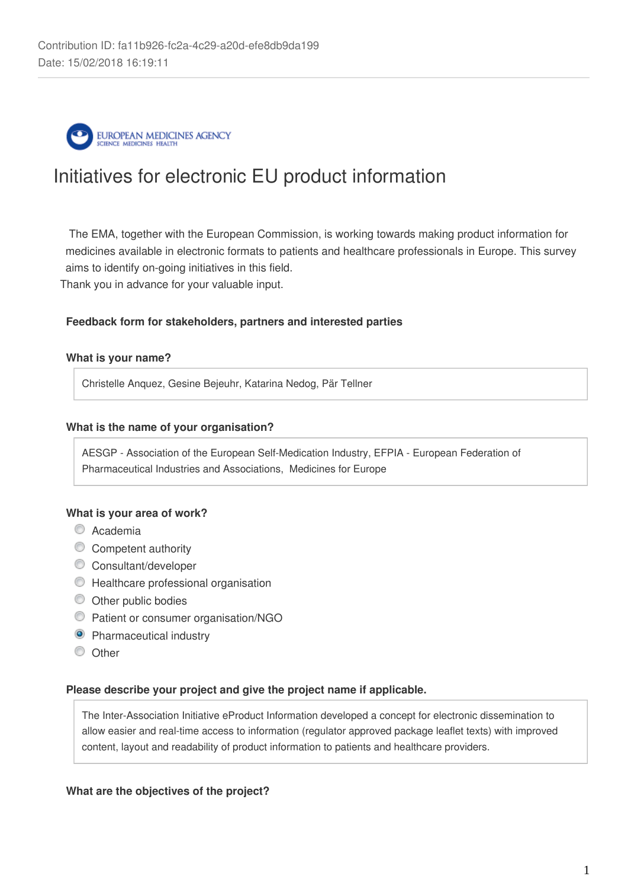Contribution ID: fa11b926-fc2a-4c29-a20d-efe8db9da199
Date: 15/02/2018 16:19:11

EUROPEAN MEDICINES AGENCY
SCIENCE MEDICINES HEALTH

# Initiatives for electronic EU product information

The EMA, together with the European Commission, is working towards making product information for medicines available in electronic formats to patients and healthcare professionals in Europe. This survey aims to identify on-going initiatives in this field.
Thank you in advance for your valuable input.

**Feedback form for stakeholders, partners and interested parties**

**What is your name?**

Christelle Anquez, Gesine Bejeuhr, Katarina Nedog, Pär Tellner

**What is the name of your organisation?**

AESGP - Association of the European Self-Medication Industry, EFPIA - European Federation of Pharmaceutical Industries and Associations, Medicines for Europe

**What is your area of work?**

- ○ Academia
- ○ Competent authority
- ○ Consultant/developer
- ○ Healthcare professional organisation
- ○ Other public bodies
- ○ Patient or consumer organisation/NGO
- ● Pharmaceutical industry
- ○ Other

**Please describe your project and give the project name if applicable.**

The Inter-Association Initiative eProduct Information developed a concept for electronic dissemination to allow easier and real-time access to information (regulator approved package leaflet texts) with improved content, layout and readability of product information to patients and healthcare providers.

**What are the objectives of the project?**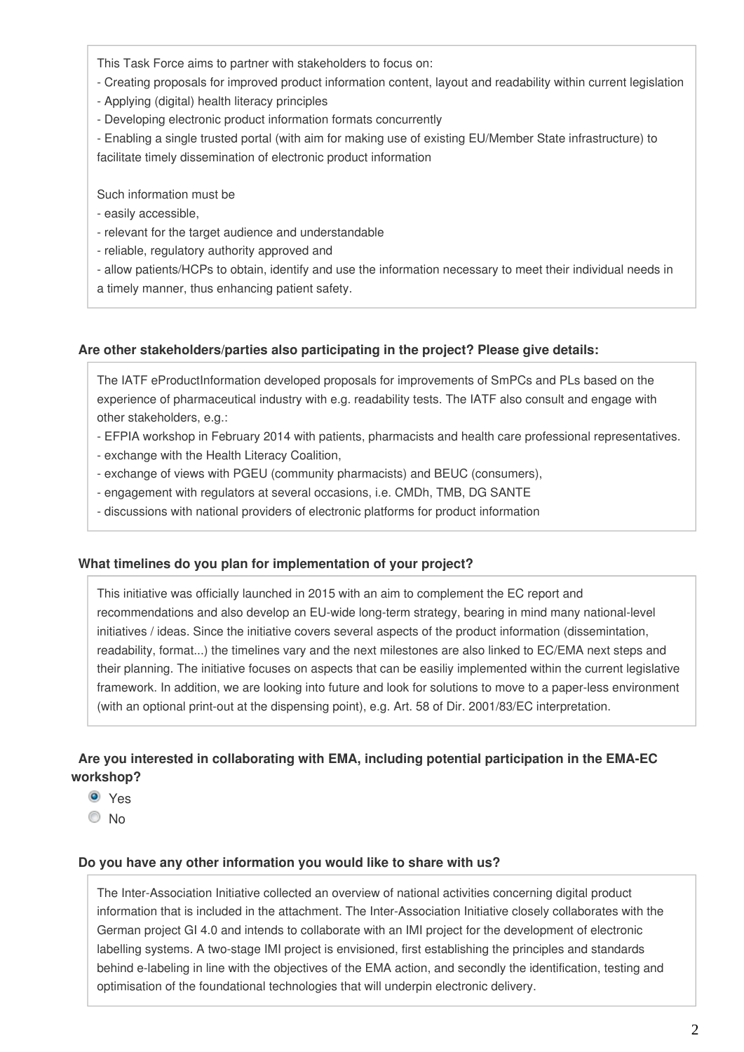This Task Force aims to partner with stakeholders to focus on:

- Creating proposals for improved product information content, layout and readability within current legislation
- Applying (digital) health literacy principles
- Developing electronic product information formats concurrently
- Enabling a single trusted portal (with aim for making use of existing EU/Member State infrastructure) to facilitate timely dissemination of electronic product information

Such information must be

- easily accessible,
- relevant for the target audience and understandable
- reliable, regulatory authority approved and
- allow patients/HCPs to obtain, identify and use the information necessary to meet their individual needs in a timely manner, thus enhancing patient safety.

**Are other stakeholders/parties also participating in the project? Please give details:**

The IATF eProductInformation developed proposals for improvements of SmPCs and PLs based on the experience of pharmaceutical industry with e.g. readability tests. The IATF also consult and engage with other stakeholders, e.g.:

- EFPIA workshop in February 2014 with patients, pharmacists and health care professional representatives.
- exchange with the Health Literacy Coalition,
- exchange of views with PGEU (community pharmacists) and BEUC (consumers),
- engagement with regulators at several occasions, i.e. CMDh, TMB, DG SANTE
- discussions with national providers of electronic platforms for product information

**What timelines do you plan for implementation of your project?**

This initiative was officially launched in 2015 with an aim to complement the EC report and recommendations and also develop an EU-wide long-term strategy, bearing in mind many national-level initiatives / ideas. Since the initiative covers several aspects of the product information (dissemintation, readability, format...) the timelines vary and the next milestones are also linked to EC/EMA next steps and their planning. The initiative focuses on aspects that can be easiliy implemented within the current legislative framework. In addition, we are looking into future and look for solutions to move to a paper-less environment (with an optional print-out at the dispensing point), e.g. Art. 58 of Dir. 2001/83/EC interpretation.

**Are you interested in collaborating with EMA, including potential participation in the EMA-EC workshop?**

- ◉ Yes
- ○ No

**Do you have any other information you would like to share with us?**

The Inter-Association Initiative collected an overview of national activities concerning digital product information that is included in the attachment. The Inter-Association Initiative closely collaborates with the German project GI 4.0 and intends to collaborate with an IMI project for the development of electronic labelling systems. A two-stage IMI project is envisioned, first establishing the principles and standards behind e-labeling in line with the objectives of the EMA action, and secondly the identification, testing and optimisation of the foundational technologies that will underpin electronic delivery.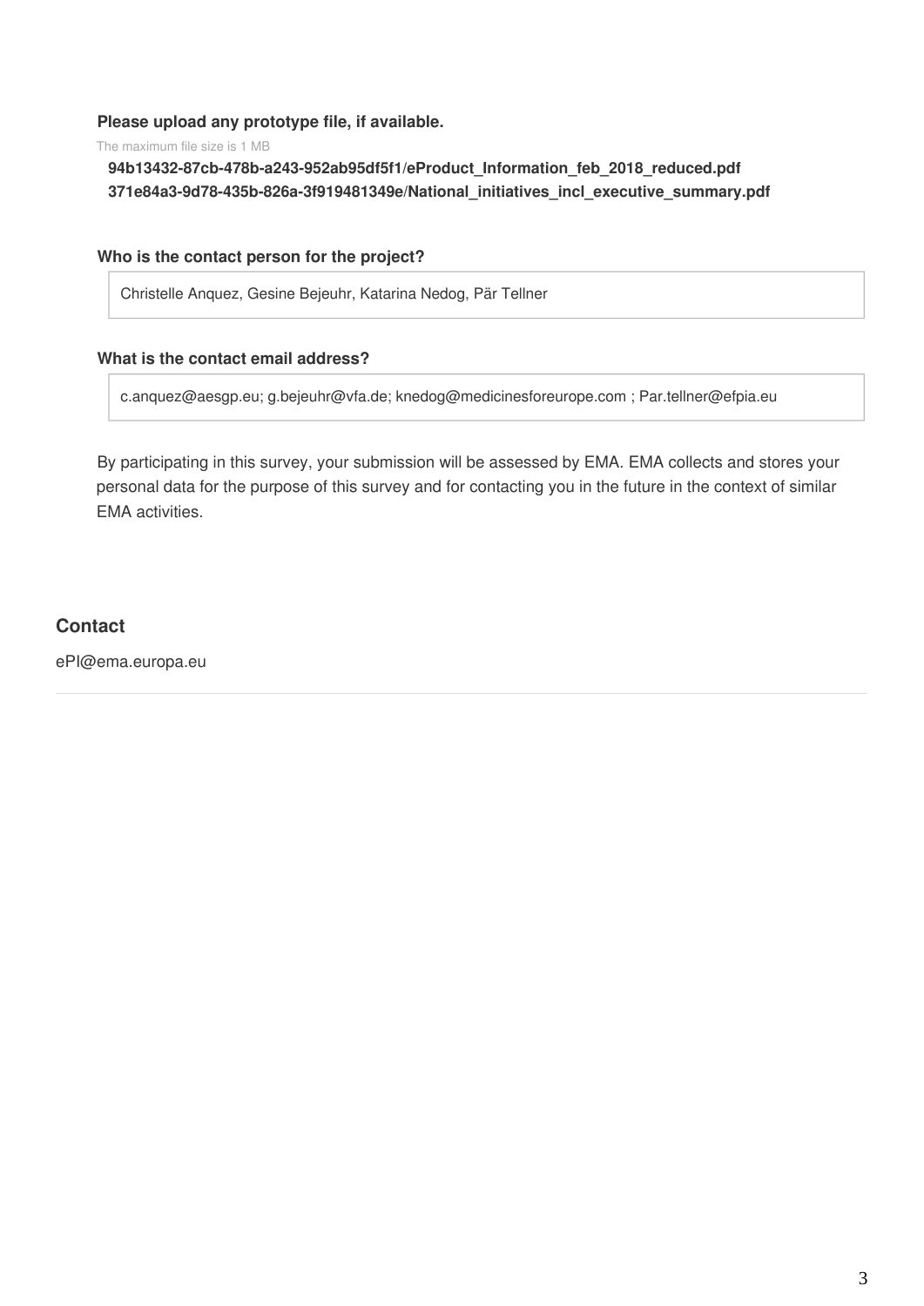**Please upload any prototype file, if available.**

The maximum file size is 1 MB

**94b13432-87cb-478b-a243-952ab95df5f1/eProduct_Information_feb_2018_reduced.pdf**
**371e84a3-9d78-435b-826a-3f919481349e/National_initiatives_incl_executive_summary.pdf**

**Who is the contact person for the project?**

Christelle Anquez, Gesine Bejeuhr, Katarina Nedog, Pär Tellner

**What is the contact email address?**

c.anquez@aesgp.eu; g.bejeuhr@vfa.de; knedog@medicinesforeurope.com ; Par.tellner@efpia.eu

By participating in this survey, your submission will be assessed by EMA. EMA collects and stores your personal data for the purpose of this survey and for contacting you in the future in the context of similar EMA activities.

### Contact

ePI@ema.europa.eu